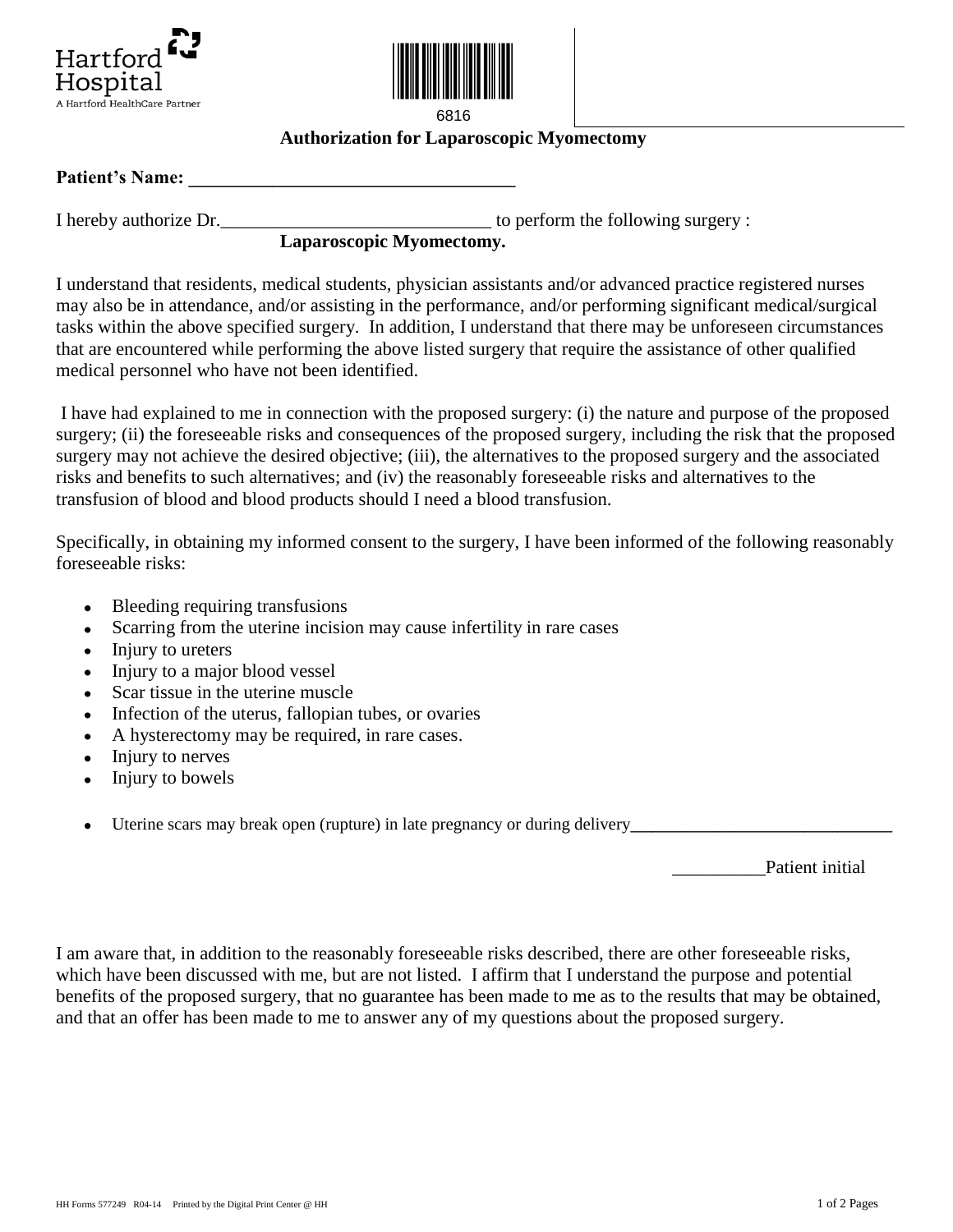Hartford Hospital
A Hartford HealthCare Partner

6816

# Authorization for Laparoscopic Myomectomy

**Patient's Name: ___________________________________**

I hereby authorize Dr.____________________________ to perform the following surgery :

**Laparoscopic Myomectomy.**

I understand that residents, medical students, physician assistants and/or advanced practice registered nurses may also be in attendance, and/or assisting in the performance, and/or performing significant medical/surgical tasks within the above specified surgery. In addition, I understand that there may be unforeseen circumstances that are encountered while performing the above listed surgery that require the assistance of other qualified medical personnel who have not been identified.

I have had explained to me in connection with the proposed surgery: (i) the nature and purpose of the proposed surgery; (ii) the foreseeable risks and consequences of the proposed surgery, including the risk that the proposed surgery may not achieve the desired objective; (iii), the alternatives to the proposed surgery and the associated risks and benefits to such alternatives; and (iv) the reasonably foreseeable risks and alternatives to the transfusion of blood and blood products should I need a blood transfusion.

Specifically, in obtaining my informed consent to the surgery, I have been informed of the following reasonably foreseeable risks:

- Bleeding requiring transfusions
- Scarring from the uterine incision may cause infertility in rare cases
- Injury to ureters
- Injury to a major blood vessel
- Scar tissue in the uterine muscle
- Infection of the uterus, fallopian tubes, or ovaries
- A hysterectomy may be required, in rare cases.
- Injury to nerves
- Injury to bowels

- Uterine scars may break open (rupture) in late pregnancy or during delivery______________________________

__________Patient initial

I am aware that, in addition to the reasonably foreseeable risks described, there are other foreseeable risks, which have been discussed with me, but are not listed. I affirm that I understand the purpose and potential benefits of the proposed surgery, that no guarantee has been made to me as to the results that may be obtained, and that an offer has been made to me to answer any of my questions about the proposed surgery.

HH Forms 577249 R04-14 Printed by the Digital Print Center @ HH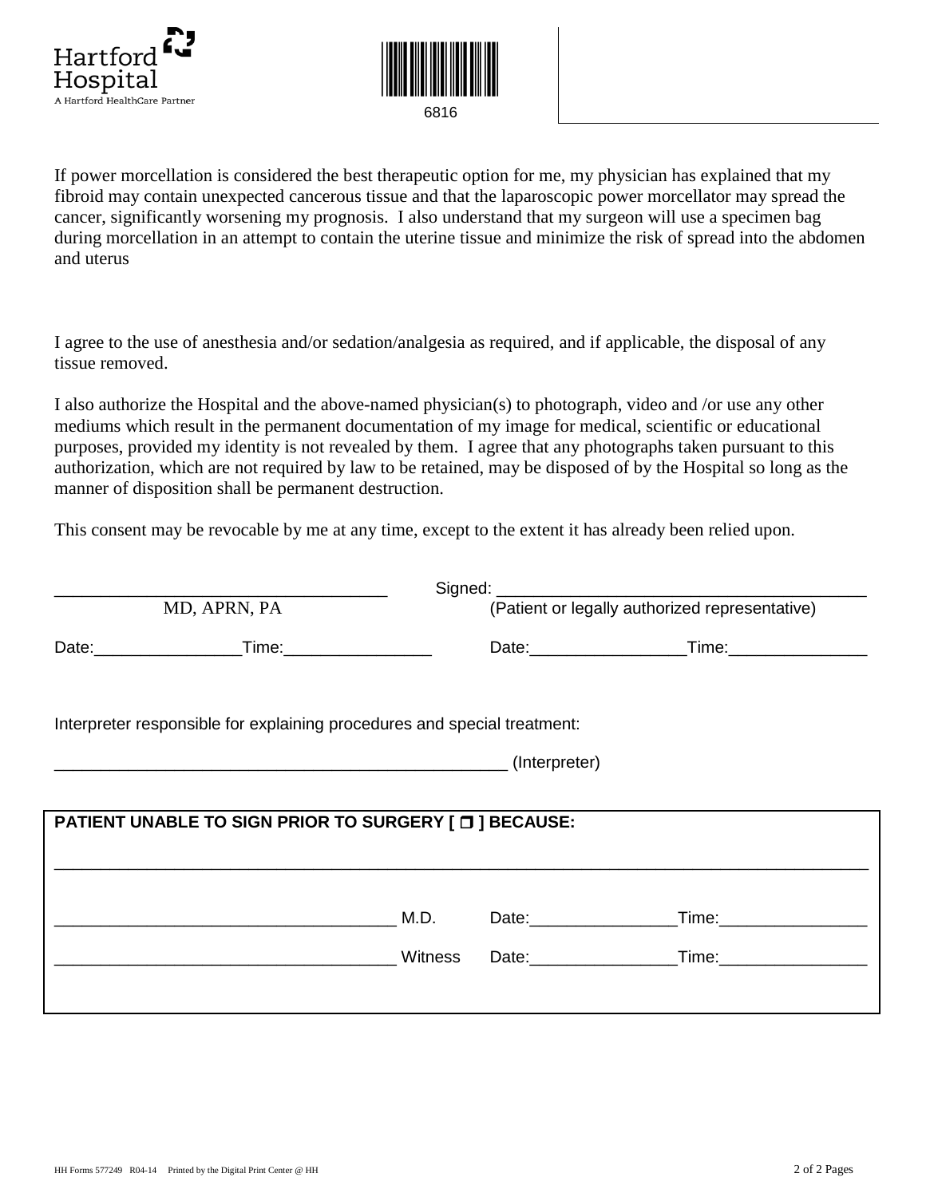Hartford Hospital
A Hartford HealthCare Partner

6816

If power morcellation is considered the best therapeutic option for me, my physician has explained that my fibroid may contain unexpected cancerous tissue and that the laparoscopic power morcellator may spread the cancer, significantly worsening my prognosis. I also understand that my surgeon will use a specimen bag during morcellation in an attempt to contain the uterine tissue and minimize the risk of spread into the abdomen and uterus

I agree to the use of anesthesia and/or sedation/analgesia as required, and if applicable, the disposal of any tissue removed.

I also authorize the Hospital and the above-named physician(s) to photograph, video and /or use any other mediums which result in the permanent documentation of my image for medical, scientific or educational purposes, provided my identity is not revealed by them. I agree that any photographs taken pursuant to this authorization, which are not required by law to be retained, may be disposed of by the Hospital so long as the manner of disposition shall be permanent destruction.

This consent may be revocable by me at any time, except to the extent it has already been relied upon.

____________________________________ MD, APRN, PA

Date:________________Time:________________

Signed: ________________________________________ (Patient or legally authorized representative)

Date:_________________Time:_______________

Interpreter responsible for explaining procedures and special treatment:

__________________________________________________ (Interpreter)

**PATIENT UNABLE TO SIGN PRIOR TO SURGERY [ ❒ ] BECAUSE:**

__________________________________________________________________________________________

_____________________________________ M.D. Date:________________Time:________________

_____________________________________ Witness Date:________________Time:________________

HH Forms 577249 R04-14 Printed by the Digital Print Center @ HH